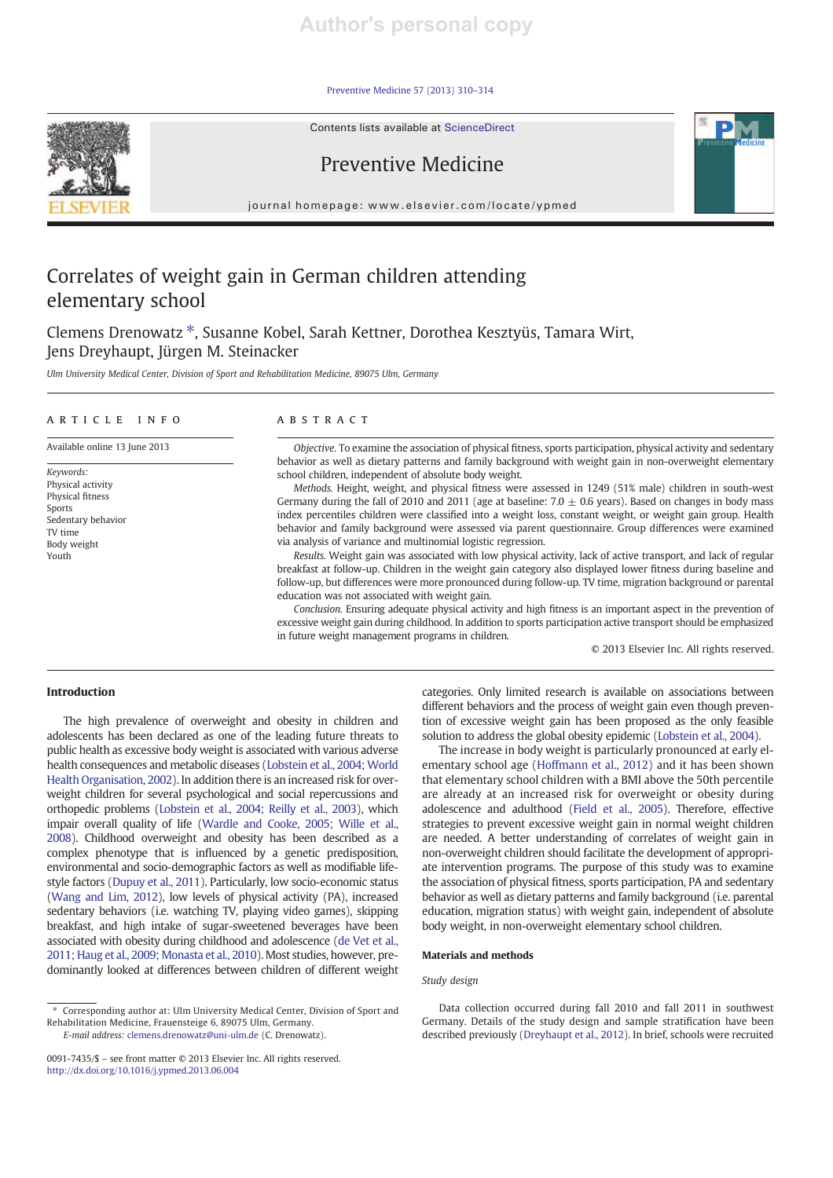# Correlates of weight gain in German children attending elementary school

Clemens Drenowatz *, Susanne Kobel, Sarah Kettner, Dorothea Kesztyüs, Tamara Wirt, Jens Dreyhaupt, Jürgen M. Steinacker

*Ulm University Medical Center, Division of Sport and Rehabilitation Medicine, 89075 Ulm, Germany*

## ARTICLE INFO

Available online 13 June 2013

*Keywords:*
Physical activity
Physical fitness
Sports
Sedentary behavior
TV time
Body weight
Youth

## ABSTRACT

*Objective.* To examine the association of physical fitness, sports participation, physical activity and sedentary behavior as well as dietary patterns and family background with weight gain in non-overweight elementary school children, independent of absolute body weight.

*Methods.* Height, weight, and physical fitness were assessed in 1249 (51% male) children in south-west Germany during the fall of 2010 and 2011 (age at baseline: 7.0 ± 0.6 years). Based on changes in body mass index percentiles children were classified into a weight loss, constant weight, or weight gain group. Health behavior and family background were assessed via parent questionnaire. Group differences were examined via analysis of variance and multinomial logistic regression.

*Results.* Weight gain was associated with low physical activity, lack of active transport, and lack of regular breakfast at follow-up. Children in the weight gain category also displayed lower fitness during baseline and follow-up, but differences were more pronounced during follow-up. TV time, migration background or parental education was not associated with weight gain.

*Conclusion.* Ensuring adequate physical activity and high fitness is an important aspect in the prevention of excessive weight gain during childhood. In addition to sports participation active transport should be emphasized in future weight management programs in children.

© 2013 Elsevier Inc. All rights reserved.

## Introduction

The high prevalence of overweight and obesity in children and adolescents has been declared as one of the leading future threats to public health as excessive body weight is associated with various adverse health consequences and metabolic diseases (Lobstein et al., 2004; World Health Organisation, 2002). In addition there is an increased risk for overweight children for several psychological and social repercussions and orthopedic problems (Lobstein et al., 2004; Reilly et al., 2003), which impair overall quality of life (Wardle and Cooke, 2005; Wille et al., 2008). Childhood overweight and obesity has been described as a complex phenotype that is influenced by a genetic predisposition, environmental and socio-demographic factors as well as modifiable lifestyle factors (Dupuy et al., 2011). Particularly, low socio-economic status (Wang and Lim, 2012), low levels of physical activity (PA), increased sedentary behaviors (i.e. watching TV, playing video games), skipping breakfast, and high intake of sugar-sweetened beverages have been associated with obesity during childhood and adolescence (de Vet et al., 2011; Haug et al., 2009; Monasta et al., 2010). Most studies, however, predominantly looked at differences between children of different weight categories. Only limited research is available on associations between different behaviors and the process of weight gain even though prevention of excessive weight gain has been proposed as the only feasible solution to address the global obesity epidemic (Lobstein et al., 2004).

The increase in body weight is particularly pronounced at early elementary school age (Hoffmann et al., 2012) and it has been shown that elementary school children with a BMI above the 50th percentile are already at an increased risk for overweight or obesity during adolescence and adulthood (Field et al., 2005). Therefore, effective strategies to prevent excessive weight gain in normal weight children are needed. A better understanding of correlates of weight gain in non-overweight children should facilitate the development of appropriate intervention programs. The purpose of this study was to examine the association of physical fitness, sports participation, PA and sedentary behavior as well as dietary patterns and family background (i.e. parental education, migration status) with weight gain, independent of absolute body weight, in non-overweight elementary school children.

## Materials and methods

### Study design

Data collection occurred during fall 2010 and fall 2011 in southwest Germany. Details of the study design and sample stratification have been described previously (Dreyhaupt et al., 2012). In brief, schools were recruited

* Corresponding author at: Ulm University Medical Center, Division of Sport and Rehabilitation Medicine, Frauensteige 6, 89075 Ulm, Germany.
*E-mail address:* clemens.drenowatz@uni-ulm.de (C. Drenowatz).

0091-7435/$ – see front matter © 2013 Elsevier Inc. All rights reserved.
http://dx.doi.org/10.1016/j.ypmed.2013.06.004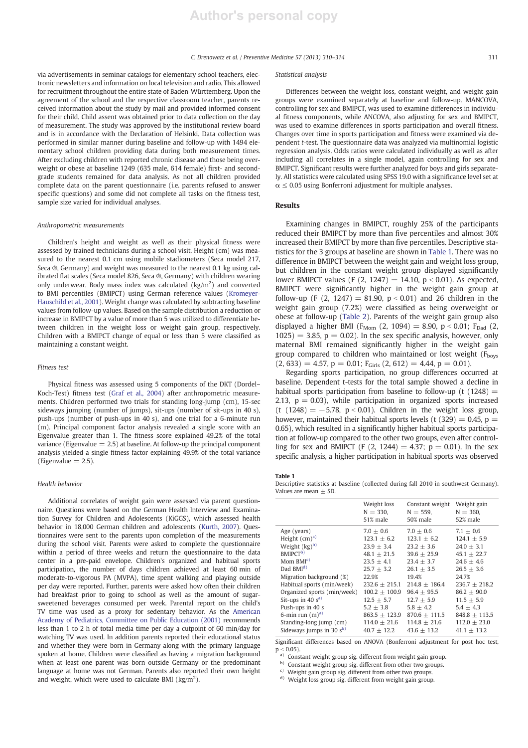via advertisements in seminar catalogs for elementary school teachers, electronic newsletters and information on local television and radio. This allowed for recruitment throughout the entire state of Baden-Württemberg. Upon the agreement of the school and the respective classroom teacher, parents received information about the study by mail and provided informed consent for their child. Child assent was obtained prior to data collection on the day of measurement. The study was approved by the institutional review board and is in accordance with the Declaration of Helsinki. Data collection was performed in similar manner during baseline and follow-up with 1494 elementary school children providing data during both measurement times. After excluding children with reported chronic disease and those being overweight or obese at baseline 1249 (635 male, 614 female) first- and second-grade students remained for data analysis. As not all children provided complete data on the parent questionnaire (i.e. parents refused to answer specific questions) and some did not complete all tasks on the fitness test, sample size varied for individual analyses.

### Anthropometric measurements

Children's height and weight as well as their physical fitness were assessed by trained technicians during a school visit. Height (cm) was measured to the nearest 0.1 cm using mobile stadiometers (Seca model 217, Seca ®, Germany) and weight was measured to the nearest 0.1 kg using calibrated flat scales (Seca model 826, Seca ®, Germany) with children wearing only underwear. Body mass index was calculated (kg/m$^2$) and converted to BMI percentiles (BMIPCT) using German reference values (Kromeyer-Hauschild et al., 2001). Weight change was calculated by subtracting baseline values from follow-up values. Based on the sample distribution a reduction or increase in BMIPCT by a value of more than 5 was utilized to differentiate between children in the weight loss or weight gain group, respectively. Children with a BMIPCT change of equal or less than 5 were classified as maintaining a constant weight.

### Fitness test

Physical fitness was assessed using 5 components of the DKT (Dordel–Koch-Test) fitness test (Graf et al., 2004) after anthropometric measurements. Children performed two trials for standing long-jump (cm), 15-sec sideways jumping (number of jumps), sit-ups (number of sit-ups in 40 s), push-ups (number of push-ups in 40 s), and one trial for a 6-minute run (m). Principal component factor analysis revealed a single score with an Eigenvalue greater than 1. The fitness score explained 49.2% of the total variance (Eigenvalue = 2.5) at baseline. At follow-up the principal component analysis yielded a single fitness factor explaining 49.9% of the total variance (Eigenvalue = 2.5).

### Health behavior

Additional correlates of weight gain were assessed via parent questionnaire. Questions were based on the German Health Interview and Examination Survey for Children and Adolescents (KiGGS), which assessed health behavior in 18,000 German children and adolescents (Kurth, 2007). Questionnaires were sent to the parents upon completion of the measurements during the school visit. Parents were asked to complete the questionnaire within a period of three weeks and return the questionnaire to the data center in a pre-paid envelope. Children's organized and habitual sports participation, the number of days children achieved at least 60 min of moderate-to-vigorous PA (MVPA), time spent walking and playing outside per day were reported. Further, parents were asked how often their children had breakfast prior to going to school as well as the amount of sugar-sweetened beverages consumed per week. Parental report on the child's TV time was used as a proxy for sedentary behavior. As the American Academy of Pediatrics, Committee on Public Education (2001) recommends less than 1 to 2 h of total media time per day a cutpoint of 60 min/day for watching TV was used. In addition parents reported their educational status and whether they were born in Germany along with the primary language spoken at home. Children were classified as having a migration background when at least one parent was born outside Germany or the predominant language at home was not German. Parents also reported their own height and weight, which were used to calculate BMI (kg/m$^2$).

### Statistical analysis

Differences between the weight loss, constant weight, and weight gain groups were examined separately at baseline and follow-up. MANCOVA, controlling for sex and BMIPCT, was used to examine differences in individual fitness components, while ANCOVA, also adjusting for sex and BMIPCT, was used to examine differences in sports participation and overall fitness. Changes over time in sports participation and fitness were examined via dependent *t*-test. The questionnaire data was analyzed via multinomial logistic regression analysis. Odds ratios were calculated individually as well as after including all correlates in a single model, again controlling for sex and BMIPCT. Significant results were further analyzed for boys and girls separately. All statistics were calculated using SPSS 19.0 with a significance level set at $\alpha \leq 0.05$ using Bonferroni adjustment for multiple analyses.

## Results

Examining changes in BMIPCT, roughly 25% of the participants reduced their BMIPCT by more than five percentiles and almost 30% increased their BMIPCT by more than five percentiles. Descriptive statistics for the 3 groups at baseline are shown in Table 1. There was no difference in BMIPCT between the weight gain and weight loss group, but children in the constant weight group displayed significantly lower BMIPCT values ($F\ (2, 1247) = 14.10$, $p < 0.01$). As expected, BMIPCT were significantly higher in the weight gain group at follow-up ($F\ (2, 1247) = 81.90$, $p < 0.01$) and 26 children in the weight gain group (7.2%) were classified as being overweight or obese at follow-up (Table 2). Parents of the weight gain group also displayed a higher BMI ($F_{Mom}\ (2, 1094) = 8.90$, $p < 0.01$; $F_{Dad}\ (2, 1025) = 3.85$, $p = 0.02$). In the sex specific analysis, however, only maternal BMI remained significantly higher in the weight gain group compared to children who maintained or lost weight ($F_{boys}\ (2, 633) = 4.57$, $p = 0.01$; $F_{Girls}\ (2, 612) = 4.44$, $p = 0.01$).

Regarding sports participation, no group differences occurred at baseline. Dependent t-tests for the total sample showed a decline in habitual sports participation from baseline to follow-up ($t\ (1248) = 2.13$, $p = 0.03$), while participation in organized sports increased ($t\ (1248) = -5.78$, $p < 0.01$). Children in the weight loss group, however, maintained their habitual sports levels ($t\ (329) = 0.45$, $p = 0.65$), which resulted in a significantly higher habitual sports participation at follow-up compared to the other two groups, even after controlling for sex and BMIPCT ($F\ (2, 1244) = 4.37$; $p = 0.01$). In the sex specific analysis, a higher participation in habitual sports was observed

**Table 1**
Descriptive statistics at baseline (collected during fall 2010 in southwest Germany). Values are mean ± SD.

| | Weight loss N = 330, 51% male | Constant weight N = 559, 50% male | Weight gain N = 360, 52% male |
|---|---|---|---|
| Age (years) | 7.0 ± 0.6 | 7.0 ± 0.6 | 7.1 ± 0.6 |
| Height (cm)[a] | 123.1 ± 6.2 | 123.1 ± 6.2 | 124.1 ± 5.9 |
| Weight (kg)[b] | 23.9 ± 3.4 | 23.2 ± 3.6 | 24.0 ± 3.1 |
| BMIPCT[b] | 48.1 ± 21.5 | 39.6 ± 25.9 | 45.1 ± 22.7 |
| Mom BMI[c] | 23.5 ± 4.1 | 23.4 ± 3.7 | 24.6 ± 4.6 |
| Dad BMI[d] | 25.7 ± 3.2 | 26.1 ± 3.5 | 26.5 ± 3.6 |
| Migration background (%) | 22.9% | 19.4% | 24.7% |
| Habitual sports (min/week) | 232.6 ± 215.1 | 214.8 ± 186.4 | 236.7 ± 218.2 |
| Organized sports (min/week) | 100.2 ± 100.9 | 96.4 ± 95.5 | 86.2 ± 90.0 |
| Sit-ups in 40 s[a] | 12.5 ± 5.7 | 12.7 ± 5.9 | 11.5 ± 5.9 |
| Push-ups in 40 s | 5.2 ± 3.8 | 5.8 ± 4.2 | 5.4 ± 4.3 |
| 6-min run (m)[a] | 863.5 ± 123.9 | 870.6 ± 111.5 | 848.8 ± 113.5 |
| Standing-long jump (cm) | 114.0 ± 21.6 | 114.8 ± 21.6 | 112.0 ± 23.0 |
| Sideways jumps in 30 s[b] | 40.7 ± 12.2 | 43.6 ± 13.2 | 41.1 ± 13.2 |

Significant differences based on ANOVA (Bonferroni adjustment for post hoc test, $p < 0.05$).
[a] Constant weight group sig. different from weight gain group.
[b] Constant weight group sig. different from other two groups.
[c] Weight gain group sig. different from other two groups.
[d] Weight loss group sig. different from weight gain group.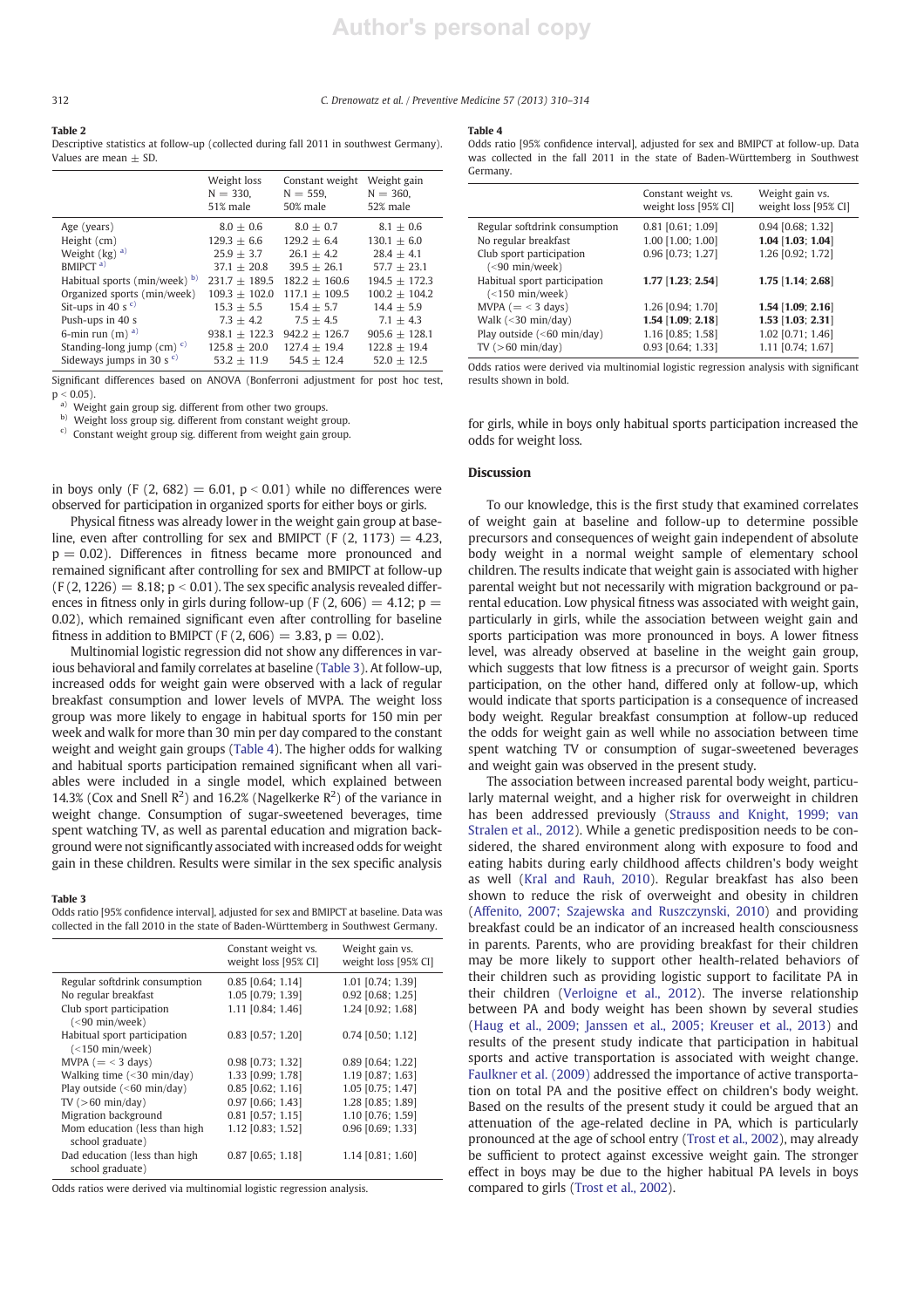**Table 2**
Descriptive statistics at follow-up (collected during fall 2011 in southwest Germany). Values are mean ± SD.

| | Weight loss N = 330, 51% male | Constant weight N = 559, 50% male | Weight gain N = 360, 52% male |
|---|---|---|---|
| Age (years) | 8.0 ± 0.6 | 8.0 ± 0.7 | 8.1 ± 0.6 |
| Height (cm) | 129.3 ± 6.6 | 129.2 ± 6.4 | 130.1 ± 6.0 |
| Weight (kg) [a)] | 25.9 ± 3.7 | 26.1 ± 4.2 | 28.4 ± 4.1 |
| BMIPCT [a)] | 37.1 ± 20.8 | 39.5 ± 26.1 | 57.7 ± 23.1 |
| Habitual sports (min/week) [b)] | 231.7 ± 189.5 | 182.2 ± 160.6 | 194.5 ± 172.3 |
| Organized sports (min/week) | 109.3 ± 102.0 | 117.1 ± 109.5 | 100.2 ± 104.2 |
| Sit-ups in 40 s [c)] | 15.3 ± 5.5 | 15.4 ± 5.7 | 14.4 ± 5.9 |
| Push-ups in 40 s | 7.3 ± 4.2 | 7.5 ± 4.5 | 7.1 ± 4.3 |
| 6-min run (m) [a)] | 938.1 ± 122.3 | 942.2 ± 126.7 | 905.6 ± 128.1 |
| Standing-long jump (cm) [c)] | 125.8 ± 20.0 | 127.4 ± 19.4 | 122.8 ± 19.4 |
| Sideways jumps in 30 s [c)] | 53.2 ± 11.9 | 54.5 ± 12.4 | 52.0 ± 12.5 |

Significant differences based on ANOVA (Bonferroni adjustment for post hoc test, $p < 0.05$).
[a)] Weight gain group sig. different from other two groups.
[b)] Weight loss group sig. different from constant weight group.
[c)] Constant weight group sig. different from weight gain group.

in boys only ($F$ (2, 682) = 6.01, $p < 0.01$) while no differences were observed for participation in organized sports for either boys or girls.

Physical fitness was already lower in the weight gain group at baseline, even after controlling for sex and BMIPCT ($F$ (2, 1173) = 4.23, $p = 0.02$). Differences in fitness became more pronounced and remained significant after controlling for sex and BMIPCT at follow-up ($F$ (2, 1226) = 8.18; $p < 0.01$). The sex specific analysis revealed differences in fitness only in girls during follow-up ($F$ (2, 606) = 4.12; $p = 0.02$), which remained significant even after controlling for baseline fitness in addition to BMIPCT ($F$ (2, 606) = 3.83, $p = 0.02$).

Multinomial logistic regression did not show any differences in various behavioral and family correlates at baseline (Table 3). At follow-up, increased odds for weight gain were observed with a lack of regular breakfast consumption and lower levels of MVPA. The weight loss group was more likely to engage in habitual sports for 150 min per week and walk for more than 30 min per day compared to the constant weight and weight gain groups (Table 4). The higher odds for walking and habitual sports participation remained significant when all variables were included in a single model, which explained between 14.3% (Cox and Snell $R^2$) and 16.2% (Nagelkerke $R^2$) of the variance in weight change. Consumption of sugar-sweetened beverages, time spent watching TV, as well as parental education and migration background were not significantly associated with increased odds for weight gain in these children. Results were similar in the sex specific analysis

**Table 3**
Odds ratio [95% confidence interval], adjusted for sex and BMIPCT at baseline. Data was collected in the fall 2010 in the state of Baden-Württemberg in Southwest Germany.

| | Constant weight vs. weight loss [95% CI] | Weight gain vs. weight loss [95% CI] |
|---|---|---|
| Regular softdrink consumption | 0.85 [0.64; 1.14] | 1.01 [0.74; 1.39] |
| No regular breakfast | 1.05 [0.79; 1.39] | 0.92 [0.68; 1.25] |
| Club sport participation (<90 min/week) | 1.11 [0.84; 1.46] | 1.24 [0.92; 1.68] |
| Habitual sport participation (<150 min/week) | 0.83 [0.57; 1.20] | 0.74 [0.50; 1.12] |
| MVPA (= < 3 days) | 0.98 [0.73; 1.32] | 0.89 [0.64; 1.22] |
| Walking time (<30 min/day) | 1.33 [0.99; 1.78] | 1.19 [0.87; 1.63] |
| Play outside (<60 min/day) | 0.85 [0.62; 1.16] | 1.05 [0.75; 1.47] |
| TV (>60 min/day) | 0.97 [0.66; 1.43] | 1.28 [0.85; 1.89] |
| Migration background | 0.81 [0.57; 1.15] | 1.10 [0.76; 1.59] |
| Mom education (less than high school graduate) | 1.12 [0.83; 1.52] | 0.96 [0.69; 1.33] |
| Dad education (less than high school graduate) | 0.87 [0.65; 1.18] | 1.14 [0.81; 1.60] |

Odds ratios were derived via multinomial logistic regression analysis.

**Table 4**
Odds ratio [95% confidence interval], adjusted for sex and BMIPCT at follow-up. Data was collected in the fall 2011 in the state of Baden-Württemberg in Southwest Germany.

| | Constant weight vs. weight loss [95% CI] | Weight gain vs. weight loss [95% CI] |
|---|---|---|
| Regular softdrink consumption | 0.81 [0.61; 1.09] | 0.94 [0.68; 1.32] |
| No regular breakfast | 1.00 [1.00; 1.00] | **1.04** [**1.03**; **1.04**] |
| Club sport participation (<90 min/week) | 0.96 [0.73; 1.27] | 1.26 [0.92; 1.72] |
| Habitual sport participation (<150 min/week) | **1.77** [**1.23**; **2.54**] | **1.75** [**1.14**; **2.68**] |
| MVPA (= < 3 days) | 1.26 [0.94; 1.70] | **1.54** [**1.09**; **2.16**] |
| Walk (<30 min/day) | **1.54** [**1.09**; **2.18**] | **1.53** [**1.03**; **2.31**] |
| Play outside (<60 min/day) | 1.16 [0.85; 1.58] | 1.02 [0.71; 1.46] |
| TV (>60 min/day) | 0.93 [0.64; 1.33] | 1.11 [0.74; 1.67] |

Odds ratios were derived via multinomial logistic regression analysis with significant results shown in bold.

for girls, while in boys only habitual sports participation increased the odds for weight loss.

## Discussion

To our knowledge, this is the first study that examined correlates of weight gain at baseline and follow-up to determine possible precursors and consequences of weight gain independent of absolute body weight in a normal weight sample of elementary school children. The results indicate that weight gain is associated with higher parental weight but not necessarily with migration background or parental education. Low physical fitness was associated with weight gain, particularly in girls, while the association between weight gain and sports participation was more pronounced in boys. A lower fitness level, was already observed at baseline in the weight gain group, which suggests that low fitness is a precursor of weight gain. Sports participation, on the other hand, differed only at follow-up, which would indicate that sports participation is a consequence of increased body weight. Regular breakfast consumption at follow-up reduced the odds for weight gain as well while no association between time spent watching TV or consumption of sugar-sweetened beverages and weight gain was observed in the present study.

The association between increased parental body weight, particularly maternal weight, and a higher risk for overweight in children has been addressed previously (Strauss and Knight, 1999; van Stralen et al., 2012). While a genetic predisposition needs to be considered, the shared environment along with exposure to food and eating habits during early childhood affects children's body weight as well (Kral and Rauh, 2010). Regular breakfast has also been shown to reduce the risk of overweight and obesity in children (Affenito, 2007; Szajewska and Ruszczynski, 2010) and providing breakfast could be an indicator of an increased health consciousness in parents. Parents, who are providing breakfast for their children may be more likely to support other health-related behaviors of their children such as providing logistic support to facilitate PA in their children (Verloigne et al., 2012). The inverse relationship between PA and body weight has been shown by several studies (Haug et al., 2009; Janssen et al., 2005; Kreuser et al., 2013) and results of the present study indicate that participation in habitual sports and active transportation is associated with weight change. Faulkner et al. (2009) addressed the importance of active transportation on total PA and the positive effect on children's body weight. Based on the results of the present study it could be argued that an attenuation of the age-related decline in PA, which is particularly pronounced at the age of school entry (Trost et al., 2002), may already be sufficient to protect against excessive weight gain. The stronger effect in boys may be due to the higher habitual PA levels in boys compared to girls (Trost et al., 2002).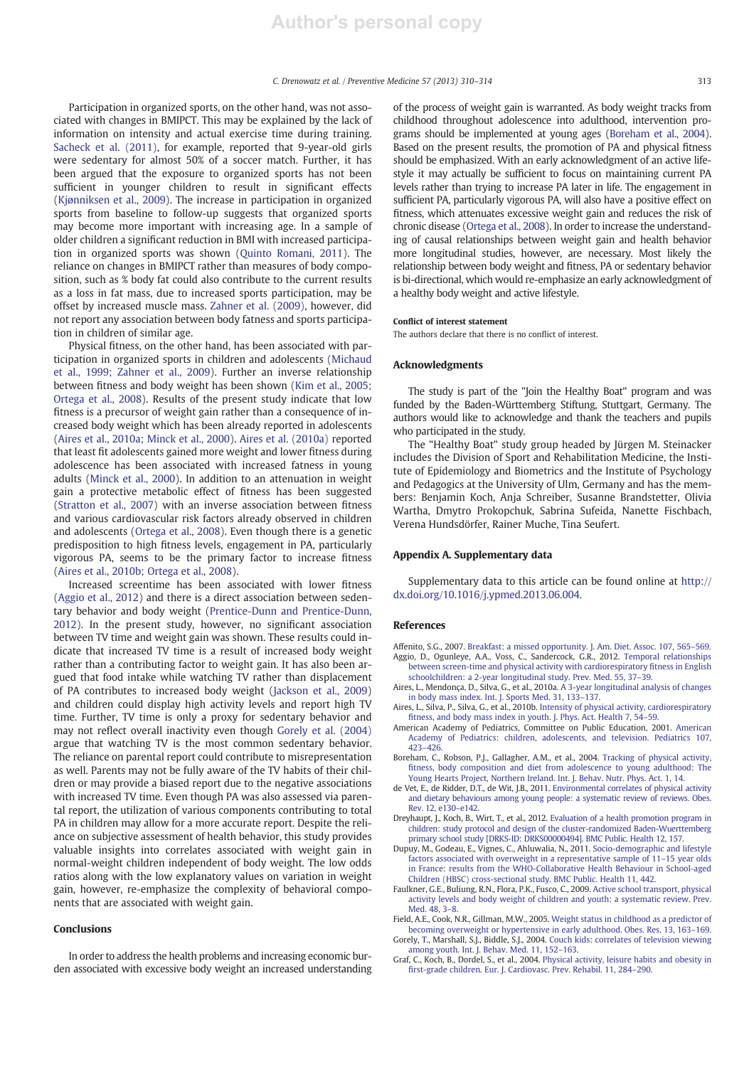Participation in organized sports, on the other hand, was not associated with changes in BMIPCT. This may be explained by the lack of information on intensity and actual exercise time during training. Sacheck et al. (2011), for example, reported that 9-year-old girls were sedentary for almost 50% of a soccer match. Further, it has been argued that the exposure to organized sports has not been sufficient in younger children to result in significant effects (Kjønniksen et al., 2009). The increase in participation in organized sports from baseline to follow-up suggests that organized sports may become more important with increasing age. In a sample of older children a significant reduction in BMI with increased participation in organized sports was shown (Quinto Romani, 2011). The reliance on changes in BMIPCT rather than measures of body composition, such as % body fat could also contribute to the current results as a loss in fat mass, due to increased sports participation, may be offset by increased muscle mass. Zahner et al. (2009), however, did not report any association between body fatness and sports participation in children of similar age.

Physical fitness, on the other hand, has been associated with participation in organized sports in children and adolescents (Michaud et al., 1999; Zahner et al., 2009). Further an inverse relationship between fitness and body weight has been shown (Kim et al., 2005; Ortega et al., 2008). Results of the present study indicate that low fitness is a precursor of weight gain rather than a consequence of increased body weight which has been already reported in adolescents (Aires et al., 2010a; Minck et al., 2000). Aires et al. (2010a) reported that least fit adolescents gained more weight and lower fitness during adolescence has been associated with increased fatness in young adults (Minck et al., 2000). In addition to an attenuation in weight gain a protective metabolic effect of fitness has been suggested (Stratton et al., 2007) with an inverse association between fitness and various cardiovascular risk factors already observed in children and adolescents (Ortega et al., 2008). Even though there is a genetic predisposition to high fitness levels, engagement in PA, particularly vigorous PA, seems to be the primary factor to increase fitness (Aires et al., 2010b; Ortega et al., 2008).

Increased screentime has been associated with lower fitness (Aggio et al., 2012) and there is a direct association between sedentary behavior and body weight (Prentice-Dunn and Prentice-Dunn, 2012). In the present study, however, no significant association between TV time and weight gain was shown. These results could indicate that increased TV time is a result of increased body weight rather than a contributing factor to weight gain. It has also been argued that food intake while watching TV rather than displacement of PA contributes to increased body weight (Jackson et al., 2009) and children could display high activity levels and report high TV time. Further, TV time is only a proxy for sedentary behavior and may not reflect overall inactivity even though Gorely et al. (2004) argue that watching TV is the most common sedentary behavior. The reliance on parental report could contribute to misrepresentation as well. Parents may not be fully aware of the TV habits of their children or may provide a biased report due to the negative associations with increased TV time. Even though PA was also assessed via parental report, the utilization of various components contributing to total PA in children may allow for a more accurate report. Despite the reliance on subjective assessment of health behavior, this study provides valuable insights into correlates associated with weight gain in normal-weight children independent of body weight. The low odds ratios along with the low explanatory values on variation in weight gain, however, re-emphasize the complexity of behavioral components that are associated with weight gain.

## Conclusions

In order to address the health problems and increasing economic burden associated with excessive body weight an increased understanding of the process of weight gain is warranted. As body weight tracks from childhood throughout adolescence into adulthood, intervention programs should be implemented at young ages (Boreham et al., 2004). Based on the present results, the promotion of PA and physical fitness should be emphasized. With an early acknowledgment of an active lifestyle it may actually be sufficient to focus on maintaining current PA levels rather than trying to increase PA later in life. The engagement in sufficient PA, particularly vigorous PA, will also have a positive effect on fitness, which attenuates excessive weight gain and reduces the risk of chronic disease (Ortega et al., 2008). In order to increase the understanding of causal relationships between weight gain and health behavior more longitudinal studies, however, are necessary. Most likely the relationship between body weight and fitness, PA or sedentary behavior is bi-directional, which would re-emphasize an early acknowledgment of a healthy body weight and active lifestyle.

### Conflict of interest statement

The authors declare that there is no conflict of interest.

## Acknowledgments

The study is part of the "Join the Healthy Boat" program and was funded by the Baden-Württemberg Stiftung, Stuttgart, Germany. The authors would like to acknowledge and thank the teachers and pupils who participated in the study.

The "Healthy Boat" study group headed by Jürgen M. Steinacker includes the Division of Sport and Rehabilitation Medicine, the Institute of Epidemiology and Biometrics and the Institute of Psychology and Pedagogics at the University of Ulm, Germany and has the members: Benjamin Koch, Anja Schreiber, Susanne Brandstetter, Olivia Wartha, Dmytro Prokopchuk, Sabrina Sufeida, Nanette Fischbach, Verena Hundsdörfer, Rainer Muche, Tina Seufert.

## Appendix A. Supplementary data

Supplementary data to this article can be found online at http://dx.doi.org/10.1016/j.ypmed.2013.06.004.

## References

Affenito, S.G., 2007. Breakfast: a missed opportunity. J. Am. Diet. Assoc. 107, 565–569.

Aggio, D., Ogunleye, A.A., Voss, C., Sandercock, G.R., 2012. Temporal relationships between screen-time and physical activity with cardiorespiratory fitness in English schoolchildren: a 2-year longitudinal study. Prev. Med. 55, 37–39.

Aires, L., Mendonça, D., Silva, G., et al., 2010a. A 3-year longitudinal analysis of changes in body mass index. Int. J. Sports Med. 31, 133–137.

Aires, L., Silva, P., Silva, G., et al., 2010b. Intensity of physical activity, cardiorespiratory fitness, and body mass index in youth. J. Phys. Act. Health 7, 54–59.

American Academy of Pediatrics, Committee on Public Education, 2001. American Academy of Pediatrics: children, adolescents, and television. Pediatrics 107, 423–426.

Boreham, C., Robson, P.J., Gallagher, A.M., et al., 2004. Tracking of physical activity, fitness, body composition and diet from adolescence to young adulthood: The Young Hearts Project, Northern Ireland. Int. J. Behav. Nutr. Phys. Act. 1, 14.

de Vet, E., de Ridder, D.T., de Wit, J.B., 2011. Environmental correlates of physical activity and dietary behaviours among young people: a systematic review of reviews. Obes. Rev. 12, e130–e142.

Dreyhaupt, J., Koch, B., Wirt, T., et al., 2012. Evaluation of a health promotion program in children: study protocol and design of the cluster-randomized Baden-Wuerttemberg primary school study [DRKS-ID: DRKS00000494]. BMC Public. Health 12, 157.

Dupuy, M., Godeau, E., Vignes, C., Ahluwalia, N., 2011. Socio-demographic and lifestyle factors associated with overweight in a representative sample of 11–15 year olds in France: results from the WHO-Collaborative Health Behaviour in School-aged Children (HBSC) cross-sectional study. BMC Public. Health 11, 442.

Faulkner, G.E., Buliung, R.N., Flora, P.K., Fusco, C., 2009. Active school transport, physical activity levels and body weight of children and youth: a systematic review. Prev. Med. 48, 3–8.

Field, A.E., Cook, N.R., Gillman, M.W., 2005. Weight status in childhood as a predictor of becoming overweight or hypertensive in early adulthood. Obes. Res. 13, 163–169.

Gorely, T., Marshall, S.J., Biddle, S.J., 2004. Couch kids: correlates of television viewing among youth. Int. J. Behav. Med. 11, 152–163.

Graf, C., Koch, B., Dordel, S., et al., 2004. Physical activity, leisure habits and obesity in first-grade children. Eur. J. Cardiovasc. Prev. Rehabil. 11, 284–290.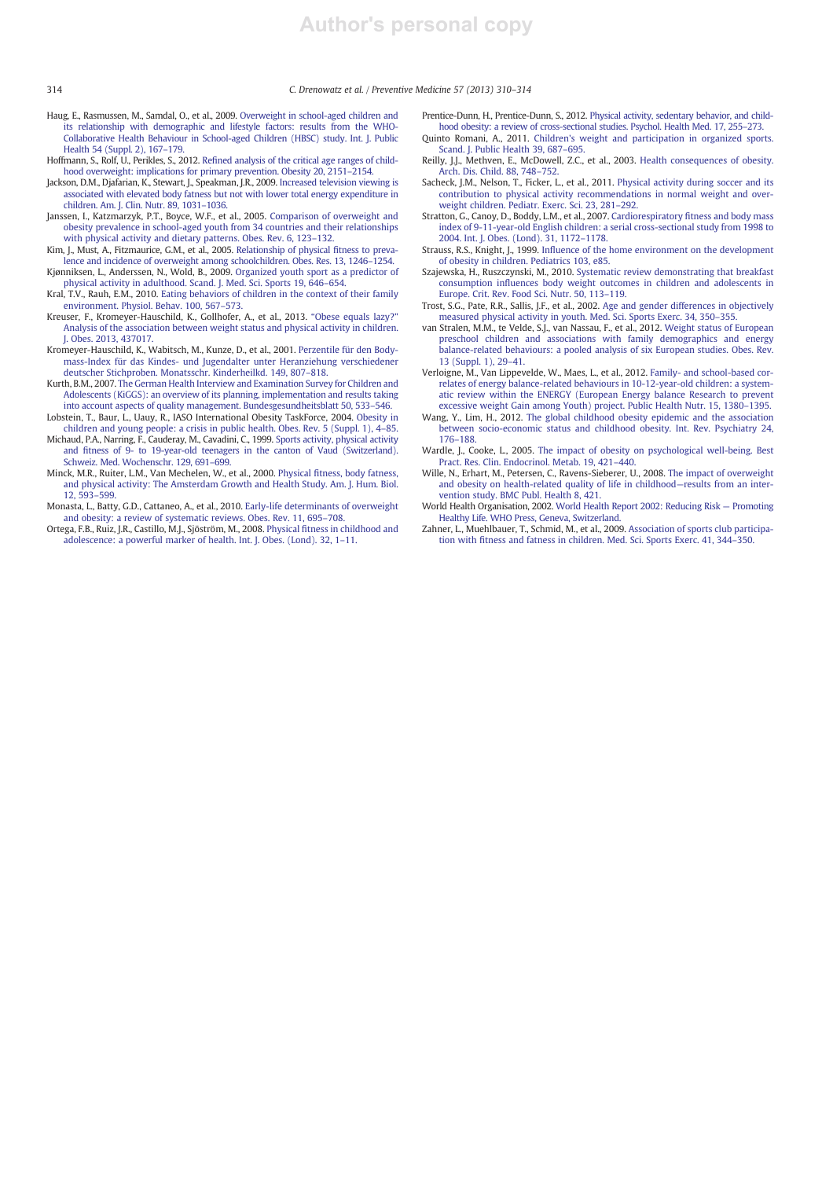Haug, E., Rasmussen, M., Samdal, O., et al., 2009. Overweight in school-aged children and its relationship with demographic and lifestyle factors: results from the WHO-Collaborative Health Behaviour in School-aged Children (HBSC) study. Int. J. Public Health 54 (Suppl. 2), 167–179.

Hoffmann, S., Rolf, U., Perikles, S., 2012. Refined analysis of the critical age ranges of childhood overweight: implications for primary prevention. Obesity 20, 2151–2154.

Jackson, D.M., Djafarian, K., Stewart, J., Speakman, J.R., 2009. Increased television viewing is associated with elevated body fatness but not with lower total energy expenditure in children. Am. J. Clin. Nutr. 89, 1031–1036.

Janssen, I., Katzmarzyk, P.T., Boyce, W.F., et al., 2005. Comparison of overweight and obesity prevalence in school-aged youth from 34 countries and their relationships with physical activity and dietary patterns. Obes. Rev. 6, 123–132.

Kim, J., Must, A., Fitzmaurice, G.M., et al., 2005. Relationship of physical fitness to prevalence and incidence of overweight among schoolchildren. Obes. Res. 13, 1246–1254.

Kjønniksen, L., Anderssen, N., Wold, B., 2009. Organized youth sport as a predictor of physical activity in adulthood. Scand. J. Med. Sci. Sports 19, 646–654.

Kral, T.V., Rauh, E.M., 2010. Eating behaviors of children in the context of their family environment. Physiol. Behav. 100, 567–573.

Kreuser, F., Kromeyer-Hauschild, K., Gollhofer, A., et al., 2013. "Obese equals lazy?" Analysis of the association between weight status and physical activity in children. J. Obes. 2013, 437017.

Kromeyer-Hauschild, K., Wabitsch, M., Kunze, D., et al., 2001. Perzentile für den Body-mass-Index für das Kindes- und Jugendalter unter Heranziehung verschiedener deutscher Stichproben. Monatsschr. Kinderheilkd. 149, 807–818.

Kurth, B.M., 2007. The German Health Interview and Examination Survey for Children and Adolescents (KiGGS): an overview of its planning, implementation and results taking into account aspects of quality management. Bundesgesundheitsblatt 50, 533–546.

Lobstein, T., Baur, L., Uauy, R., IASO International Obesity TaskForce, 2004. Obesity in children and young people: a crisis in public health. Obes. Rev. 5 (Suppl. 1), 4–85.

Michaud, P.A., Narring, F., Cauderay, M., Cavadini, C., 1999. Sports activity, physical activity and fitness of 9- to 19-year-old teenagers in the canton of Vaud (Switzerland). Schweiz. Med. Wochenschr. 129, 691–699.

Minck, M.R., Ruiter, L.M., Van Mechelen, W., et al., 2000. Physical fitness, body fatness, and physical activity: The Amsterdam Growth and Health Study. Am. J. Hum. Biol. 12, 593–599.

Monasta, L., Batty, G.D., Cattaneo, A., et al., 2010. Early-life determinants of overweight and obesity: a review of systematic reviews. Obes. Rev. 11, 695–708.

Ortega, F.B., Ruiz, J.R., Castillo, M.J., Sjöström, M., 2008. Physical fitness in childhood and adolescence: a powerful marker of health. Int. J. Obes. (Lond). 32, 1–11.

Prentice-Dunn, H., Prentice-Dunn, S., 2012. Physical activity, sedentary behavior, and childhood obesity: a review of cross-sectional studies. Psychol. Health Med. 17, 255–273.

Quinto Romani, A., 2011. Children's weight and participation in organized sports. Scand. J. Public Health 39, 687–695.

Reilly, J.J., Methven, E., McDowell, Z.C., et al., 2003. Health consequences of obesity. Arch. Dis. Child. 88, 748–752.

Sacheck, J.M., Nelson, T., Ficker, L., et al., 2011. Physical activity during soccer and its contribution to physical activity recommendations in normal weight and overweight children. Pediatr. Exerc. Sci. 23, 281–292.

Stratton, G., Canoy, D., Boddy, L.M., et al., 2007. Cardiorespiratory fitness and body mass index of 9-11-year-old English children: a serial cross-sectional study from 1998 to 2004. Int. J. Obes. (Lond). 31, 1172–1178.

Strauss, R.S., Knight, J., 1999. Influence of the home environment on the development of obesity in children. Pediatrics 103, e85.

Szajewska, H., Ruszczynski, M., 2010. Systematic review demonstrating that breakfast consumption influences body weight outcomes in children and adolescents in Europe. Crit. Rev. Food Sci. Nutr. 50, 113–119.

Trost, S.G., Pate, R.R., Sallis, J.F., et al., 2002. Age and gender differences in objectively measured physical activity in youth. Med. Sci. Sports Exerc. 34, 350–355.

van Stralen, M.M., te Velde, S.J., van Nassau, F., et al., 2012. Weight status of European preschool children and associations with family demographics and energy balance-related behaviours: a pooled analysis of six European studies. Obes. Rev. 13 (Suppl. 1), 29–41.

Verloigne, M., Van Lippevelde, W., Maes, L., et al., 2012. Family- and school-based correlates of energy balance-related behaviours in 10-12-year-old children: a systematic review within the ENERGY (European Energy balance Research to prevent excessive weight Gain among Youth) project. Public Health Nutr. 15, 1380–1395.

Wang, Y., Lim, H., 2012. The global childhood obesity epidemic and the association between socio-economic status and childhood obesity. Int. Rev. Psychiatry 24, 176–188.

Wardle, J., Cooke, L., 2005. The impact of obesity on psychological well-being. Best Pract. Res. Clin. Endocrinol. Metab. 19, 421–440.

Wille, N., Erhart, M., Petersen, C., Ravens-Sieberer, U., 2008. The impact of overweight and obesity on health-related quality of life in childhood—results from an intervention study. BMC Publ. Health 8, 421.

World Health Organisation, 2002. World Health Report 2002: Reducing Risk — Promoting Healthy Life. WHO Press, Geneva, Switzerland.

Zahner, L., Muehlbauer, T., Schmid, M., et al., 2009. Association of sports club participation with fitness and fatness in children. Med. Sci. Sports Exerc. 41, 344–350.